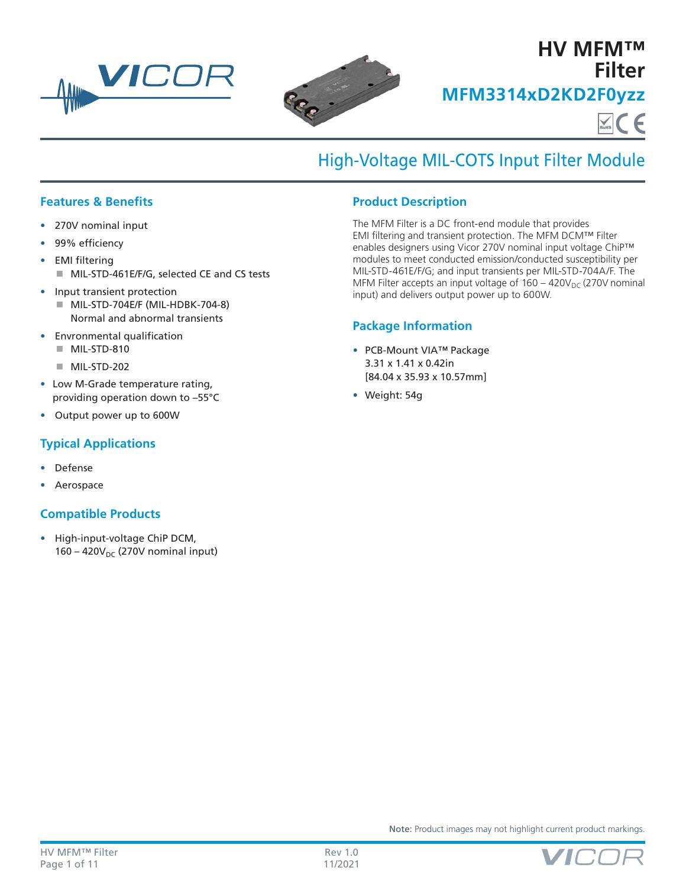# HV MFM™ Filter

## MFM3314xD2KD2F0yzz

# High-Voltage MIL-COTS Input Filter Module

## Features & Benefits

- 270V nominal input
- 99% efficiency
- EMI filtering
  - MIL-STD-461E/F/G, selected CE and CS tests
- Input transient protection
  - MIL-STD-704E/F (MIL-HDBK-704-8) Normal and abnormal transients
- Envronmental qualification
  - MIL-STD-810
  - MIL-STD-202
- Low M-Grade temperature rating, providing operation down to –55°C
- Output power up to 600W

## Typical Applications

- Defense
- Aerospace

## Compatible Products

- High-input-voltage ChiP DCM, 160 – 420$V_{DC}$ (270V nominal input)

## Product Description

The MFM Filter is a DC front-end module that provides EMI filtering and transient protection. The MFM DCM™ Filter enables designers using Vicor 270V nominal input voltage ChiP™ modules to meet conducted emission/conducted susceptibility per MIL-STD-461E/F/G; and input transients per MIL-STD-704A/F. The MFM Filter accepts an input voltage of 160 – 420$V_{DC}$ (270V nominal input) and delivers output power up to 600W.

## Package Information

- PCB-Mount VIA™ Package 3.31 x 1.41 x 0.42in [84.04 x 35.93 x 10.57mm]
- Weight: 54g

**Note:** Product images may not highlight current product markings.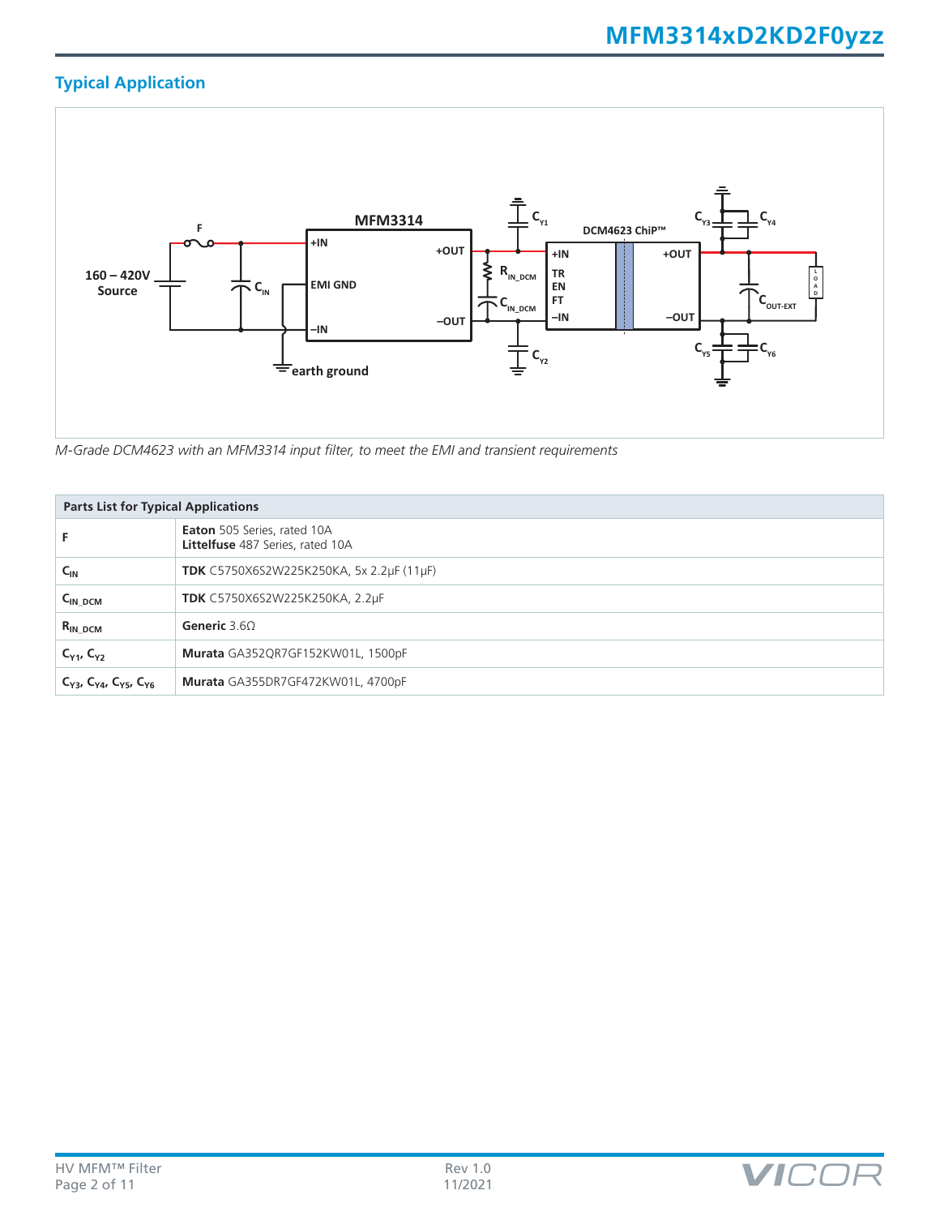## Typical Application

*M-Grade DCM4623 with an MFM3314 input filter, to meet the EMI and transient requirements*

| Parts List for Typical Applications | |
|---|---|
| F | **Eaton** 505 Series, rated 10A<br>**Littelfuse** 487 Series, rated 10A |
| $C_{IN}$ | **TDK** C5750X6S2W225K250KA, 5x 2.2µF (11µF) |
| $C_{IN\_DCM}$ | **TDK** C5750X6S2W225K250KA, 2.2µF |
| $R_{IN\_DCM}$ | **Generic** 3.6Ω |
| $C_{Y1}$, $C_{Y2}$ | **Murata** GA352QR7GF152KW01L, 1500pF |
| $C_{Y3}$, $C_{Y4}$, $C_{Y5}$, $C_{Y6}$ | **Murata** GA355DR7GF472KW01L, 4700pF |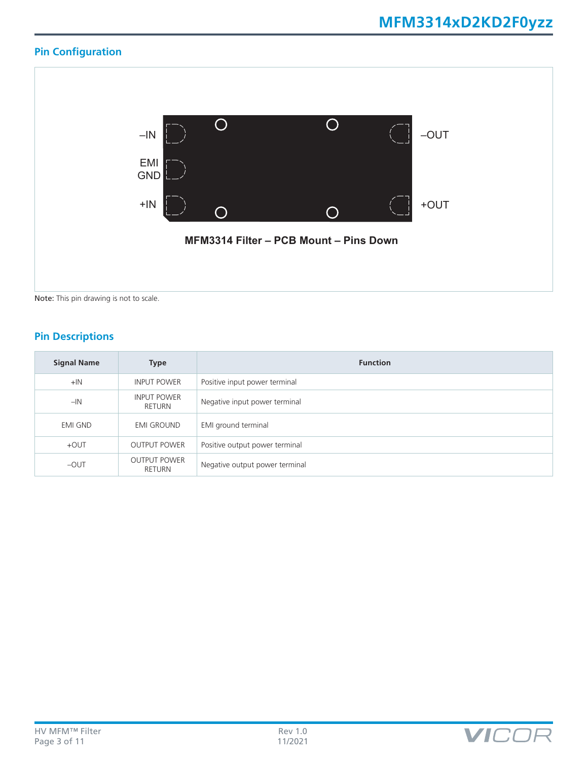## Pin Configuration

–IN

EMI GND

+IN

–OUT

+OUT

**MFM3314 Filter – PCB Mount – Pins Down**

**Note:** This pin drawing is not to scale.

## Pin Descriptions

| Signal Name | Type | Function |
|---|---|---|
| +IN | INPUT POWER | Positive input power terminal |
| –IN | INPUT POWER RETURN | Negative input power terminal |
| EMI GND | EMI GROUND | EMI ground terminal |
| +OUT | OUTPUT POWER | Positive output power terminal |
| –OUT | OUTPUT POWER RETURN | Negative output power terminal |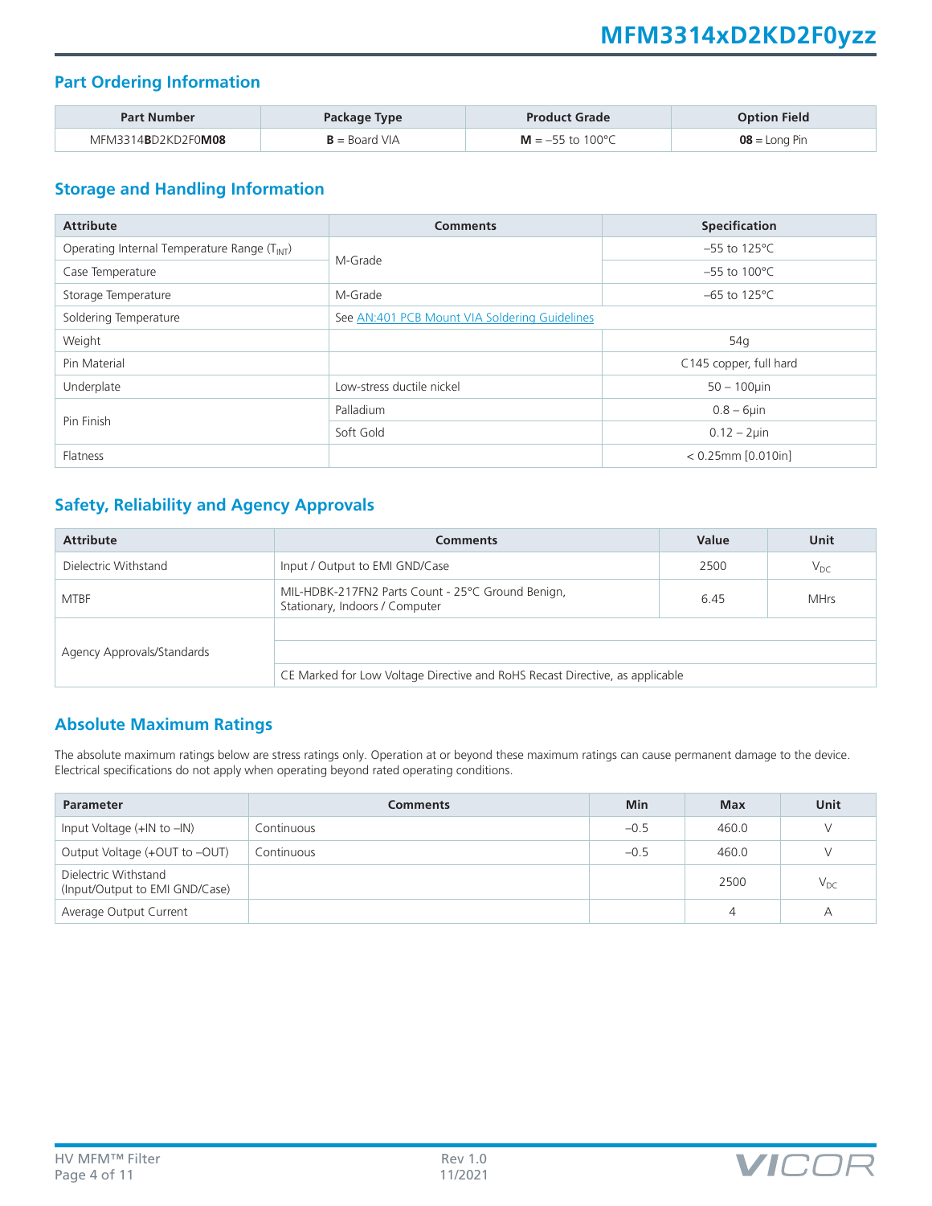## Part Ordering Information

| Part Number | Package Type | Product Grade | Option Field |
|---|---|---|---|
| MFM3314**B**D2KD2F0**M08** | **B** = Board VIA | **M** = –55 to 100°C | **08** = Long Pin |

## Storage and Handling Information

| Attribute | Comments | Specification |
|---|---|---|
| Operating Internal Temperature Range ($T_{INT}$) | M-Grade | –55 to 125°C |
| Case Temperature | | –55 to 100°C |
| Storage Temperature | M-Grade | –65 to 125°C |
| Soldering Temperature | See AN:401 PCB Mount VIA Soldering Guidelines | |
| Weight | | 54g |
| Pin Material | | C145 copper, full hard |
| Underplate | Low-stress ductile nickel | 50 – 100µin |
| Pin Finish | Palladium | 0.8 – 6µin |
| | Soft Gold | 0.12 – 2µin |
| Flatness | | < 0.25mm [0.010in] |

## Safety, Reliability and Agency Approvals

| Attribute | Comments | Value | Unit |
|---|---|---|---|
| Dielectric Withstand | Input / Output to EMI GND/Case | 2500 | $V_{DC}$ |
| MTBF | MIL-HDBK-217FN2 Parts Count - 25°C Ground Benign, Stationary, Indoors / Computer | 6.45 | MHrs |
| Agency Approvals/Standards | | | |
| | | | |
| | CE Marked for Low Voltage Directive and RoHS Recast Directive, as applicable | | |

## Absolute Maximum Ratings

The absolute maximum ratings below are stress ratings only. Operation at or beyond these maximum ratings can cause permanent damage to the device. Electrical specifications do not apply when operating beyond rated operating conditions.

| Parameter | Comments | Min | Max | Unit |
|---|---|---|---|---|
| Input Voltage (+IN to –IN) | Continuous | –0.5 | 460.0 | V |
| Output Voltage (+OUT to –OUT) | Continuous | –0.5 | 460.0 | V |
| Dielectric Withstand (Input/Output to EMI GND/Case) | | | 2500 | $V_{DC}$ |
| Average Output Current | | | 4 | A |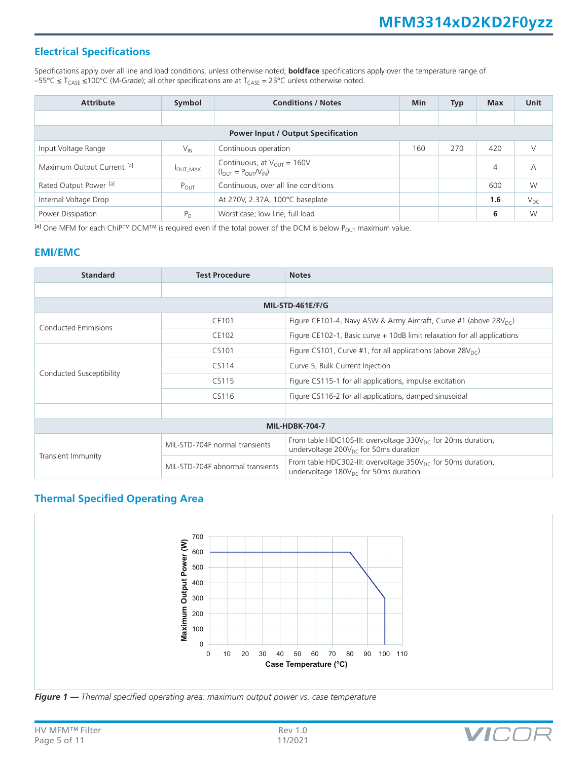## Electrical Specifications

Specifications apply over all line and load conditions, unless otherwise noted; **boldface** specifications apply over the temperature range of –55°C ≤ $T_{CASE}$ ≤100°C (M-Grade); all other specifications are at $T_{CASE}$ = 25°C unless otherwise noted.

| Attribute | Symbol | Conditions / Notes | Min | Typ | Max | Unit |
|---|---|---|---|---|---|---|
| | | | | | | |
| **Power Input / Output Specification** | | | | | | |
| Input Voltage Range | $V_{IN}$ | Continuous operation | 160 | 270 | 420 | V |
| Maximum Output Current [a] | $I_{OUT\_MAX}$ | Continuous, at $V_{OUT}$ = 160V ($I_{OUT} = P_{OUT}/V_{IN}$) | | | 4 | A |
| Rated Output Power [a] | $P_{OUT}$ | Continuous, over all line conditions | | | 600 | W |
| Internal Voltage Drop | | At 270V, 2.37A, 100°C baseplate | | | **1.6** | $V_{DC}$ |
| Power Dissipation | $P_D$ | Worst case; low line, full load | | | **6** | W |

[a] One MFM for each ChiP™ DCM™ is required even if the total power of the DCM is below $P_{OUT}$ maximum value.

## EMI/EMC

| Standard | Test Procedure | Notes |
|---|---|---|
| | | |
| **MIL-STD-461E/F/G** | | |
| Conducted Emmisions | CE101 | Figure CE101-4, Navy ASW & Army Aircraft, Curve #1 (above $28V_{DC}$) |
| | CE102 | Figure CE102-1, Basic curve + 10dB limit relaxation for all applications |
| Conducted Susceptibility | CS101 | Figure CS101, Curve #1, for all applications (above $28V_{DC}$) |
| | CS114 | Curve 5, Bulk Current Injection |
| | CS115 | Figure CS115-1 for all applications, impulse excitation |
| | CS116 | Figure CS116-2 for all applications, damped sinusoidal |
| | | |
| **MIL-HDBK-704-7** | | |
| Transient Immunity | MIL-STD-704F normal transients | From table HDC105-III: overvoltage $330V_{DC}$ for 20ms duration, undervoltage $200V_{DC}$ for 50ms duration |
| | MIL-STD-704F abnormal transients | From table HDC302-III: overvoltage $350V_{DC}$ for 50ms duration, undervoltage $180V_{DC}$ for 50ms duration |

## Thermal Specified Operating Area

*Figure 1 — Thermal specified operating area: maximum output power vs. case temperature*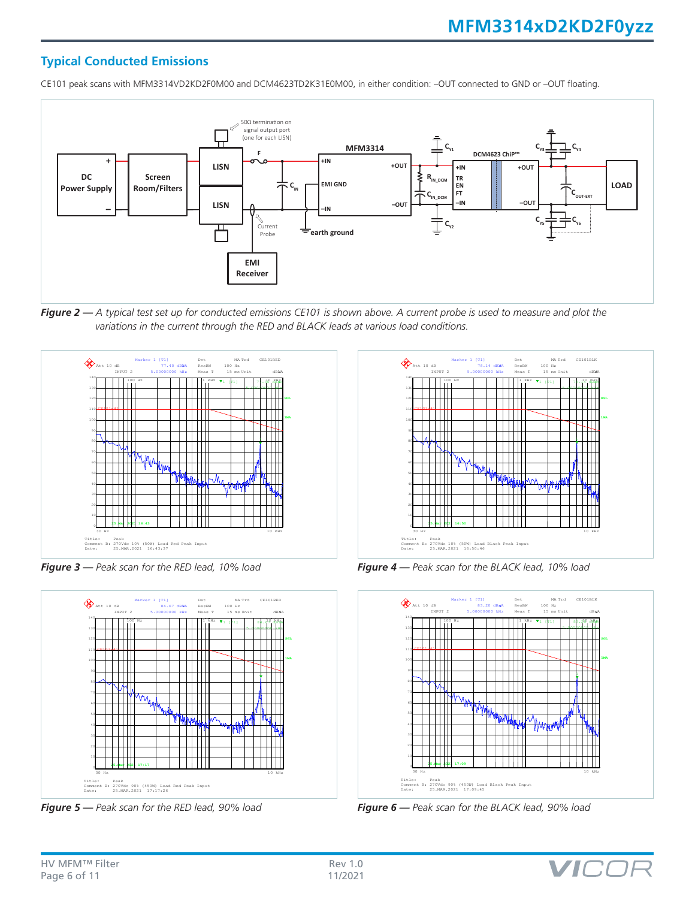## Typical Conducted Emissions

CE101 peak scans with MFM3314VD2KD2F0M00 and DCM4623TD2K31E0M00, in either condition: –OUT connected to GND or –OUT floating.

***Figure 2** — A typical test set up for conducted emissions CE101 is shown above. A current probe is used to measure and plot the variations in the current through the RED and BLACK leads at various load conditions.*

***Figure 3** — Peak scan for the RED lead, 10% load*

***Figure 4** — Peak scan for the BLACK lead, 10% load*

***Figure 5** — Peak scan for the RED lead, 90% load*

***Figure 6** — Peak scan for the BLACK lead, 90% load*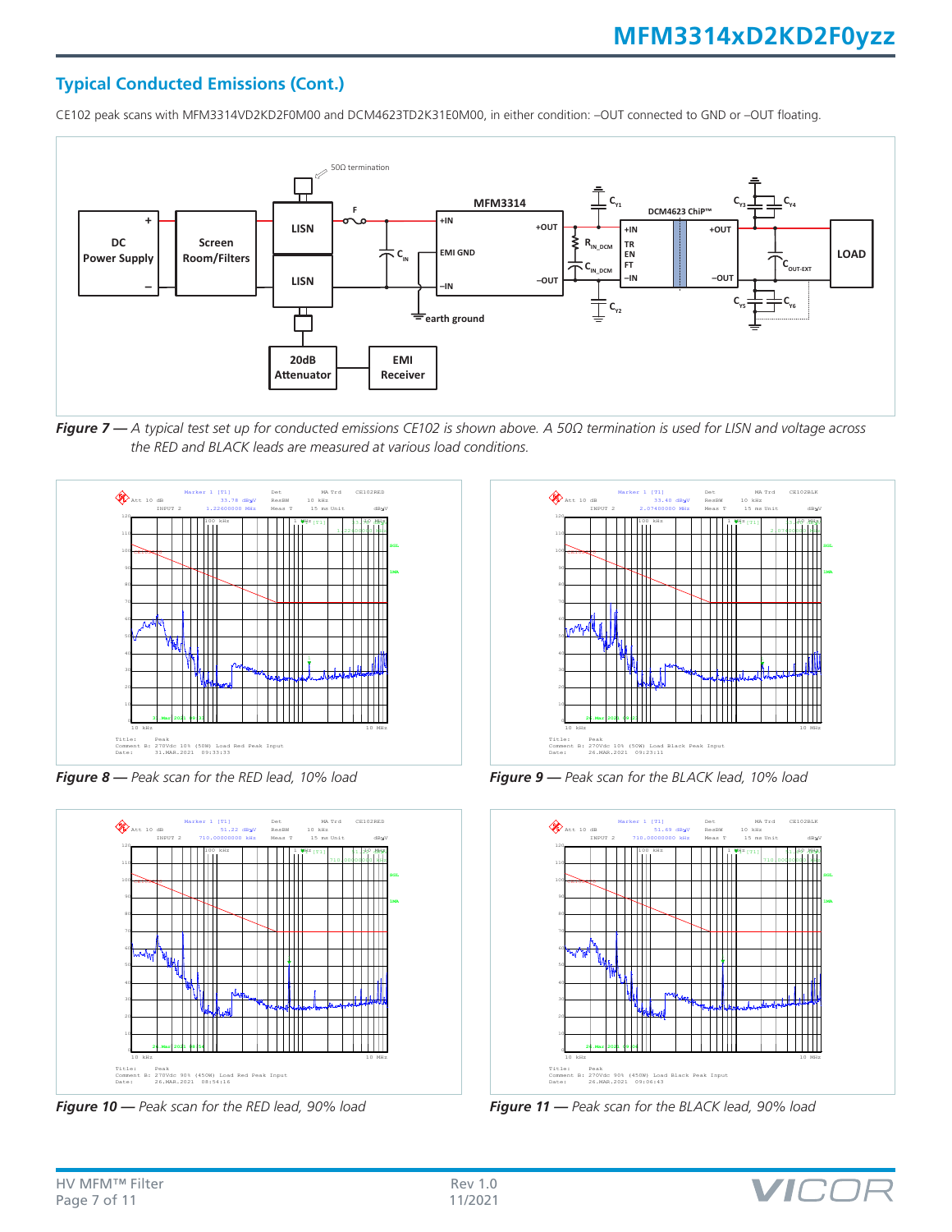## Typical Conducted Emissions (Cont.)

CE102 peak scans with MFM3314VD2KD2F0M00 and DCM4623TD2K31E0M00, in either condition: –OUT connected to GND or –OUT floating.

***Figure 7 —*** *A typical test set up for conducted emissions CE102 is shown above. A 50Ω termination is used for LISN and voltage across the RED and BLACK leads are measured at various load conditions.*

***Figure 8 —*** *Peak scan for the RED lead, 10% load*

***Figure 9 —*** *Peak scan for the BLACK lead, 10% load*

***Figure 10 —*** *Peak scan for the RED lead, 90% load*

***Figure 11 —*** *Peak scan for the BLACK lead, 90% load*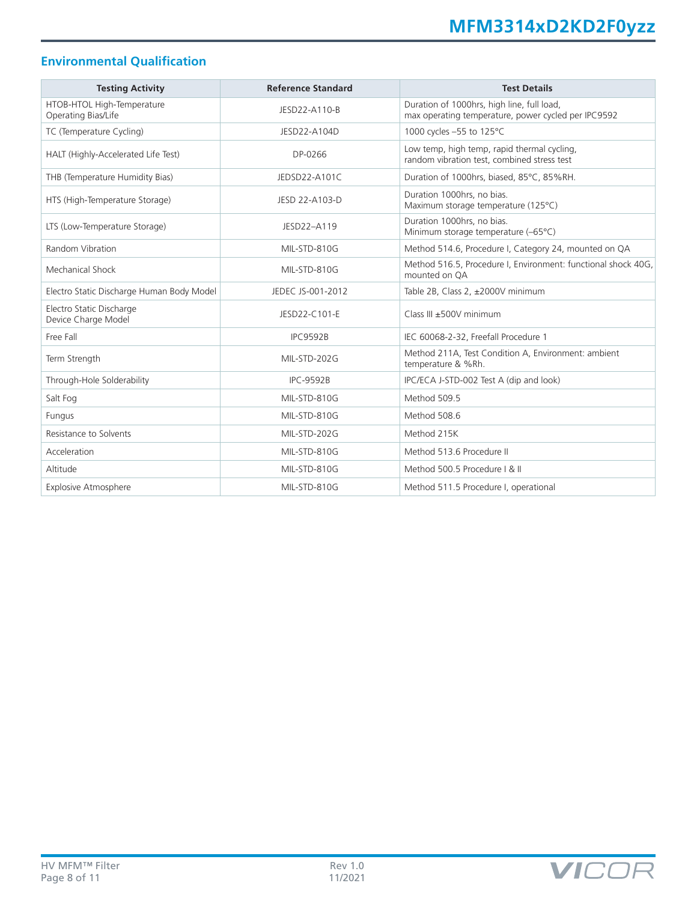## Environmental Qualification

| Testing Activity | Reference Standard | Test Details |
|---|---|---|
| HTOB-HTOL High-Temperature Operating Bias/Life | JESD22-A110-B | Duration of 1000hrs, high line, full load, max operating temperature, power cycled per IPC9592 |
| TC (Temperature Cycling) | JESD22-A104D | 1000 cycles –55 to 125°C |
| HALT (Highly-Accelerated Life Test) | DP-0266 | Low temp, high temp, rapid thermal cycling, random vibration test, combined stress test |
| THB (Temperature Humidity Bias) | JEDSD22-A101C | Duration of 1000hrs, biased, 85°C, 85%RH. |
| HTS (High-Temperature Storage) | JESD 22-A103-D | Duration 1000hrs, no bias. Maximum storage temperature (125°C) |
| LTS (Low-Temperature Storage) | JESD22–A119 | Duration 1000hrs, no bias. Minimum storage temperature (–65°C) |
| Random Vibration | MIL-STD-810G | Method 514.6, Procedure I, Category 24, mounted on QA |
| Mechanical Shock | MIL-STD-810G | Method 516.5, Procedure I, Environment: functional shock 40G, mounted on QA |
| Electro Static Discharge Human Body Model | JEDEC JS-001-2012 | Table 2B, Class 2, ±2000V minimum |
| Electro Static Discharge Device Charge Model | JESD22-C101-E | Class III ±500V minimum |
| Free Fall | IPC9592B | IEC 60068-2-32, Freefall Procedure 1 |
| Term Strength | MIL-STD-202G | Method 211A, Test Condition A, Environment: ambient temperature & %Rh. |
| Through-Hole Solderability | IPC-9592B | IPC/ECA J-STD-002 Test A (dip and look) |
| Salt Fog | MIL-STD-810G | Method 509.5 |
| Fungus | MIL-STD-810G | Method 508.6 |
| Resistance to Solvents | MIL-STD-202G | Method 215K |
| Acceleration | MIL-STD-810G | Method 513.6 Procedure II |
| Altitude | MIL-STD-810G | Method 500.5 Procedure I & II |
| Explosive Atmosphere | MIL-STD-810G | Method 511.5 Procedure I, operational |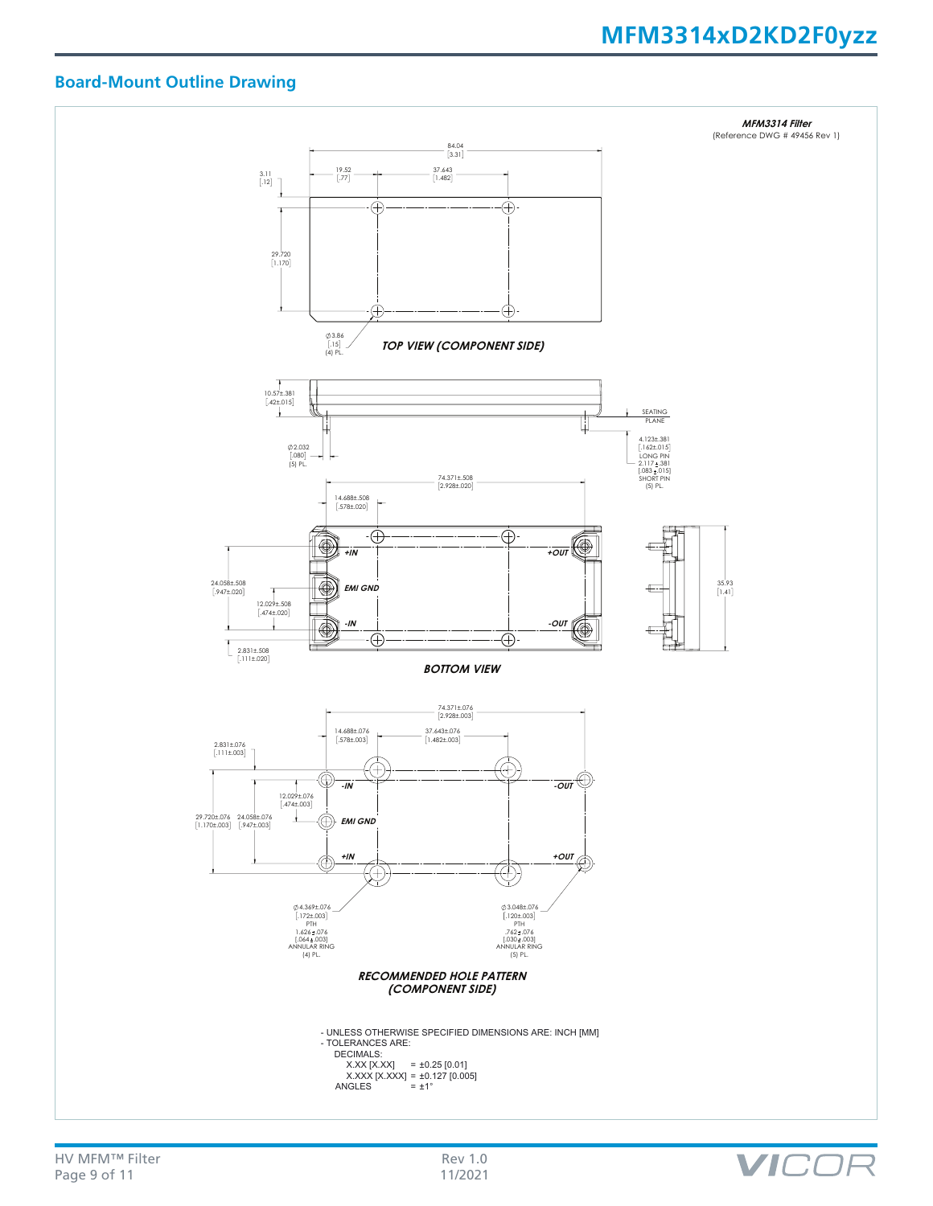## Board-Mount Outline Drawing

*MFM3314 Filter*
(Reference DWG # 49456 Rev 1)

84.04 [3.31]
19.52 [.77]
37.643 [1.482]
3.11 [.12]
29.720 [1.170]
⌀3.86 [.15] (4) PL.

***TOP VIEW (COMPONENT SIDE)***

10.57±.381 [.42±.015]
SEATING PLANE
⌀2.032 [.080] (5) PL.
4.123±.381 [.162±.015] LONG PIN
2.117±.381 [.083±.015] SHORT PIN (5) PL.
74.371±.508 [2.928±.020]
14.688±.508 [.578±.020]
+IN
+OUT
EMI GND
-IN
-OUT
24.058±.508 [.947±.020]
12.029±.508 [.474±.020]
2.831±.508 [.111±.020]
35.93 [1.41]

***BOTTOM VIEW***

74.371±.076 [2.928±.003]
14.688±.076 [.578±.003]
37.643±.076 [1.482±.003]
2.831±.076 [.111±.003]
-IN
-OUT
12.029±.076 [.474±.003]
29.720±.076 [1.170±.003]
24.058±.076 [.947±.003]
EMI GND
+IN
+OUT
⌀4.369±.076 [.172±.003] PTH 1.626±.076 [.064±.003] ANNULAR RING (4) PL.
⌀3.048±.076 [.120±.003] PTH .762±.076 [.030±.003] ANNULAR RING (5) PL.

***RECOMMENDED HOLE PATTERN (COMPONENT SIDE)***

- UNLESS OTHERWISE SPECIFIED DIMENSIONS ARE: INCH [MM]
- TOLERANCES ARE:
  - DECIMALS:
    - X.XX [X.XX] = ±0.25 [0.01]
    - X.XXX [X.XXX] = ±0.127 [0.005]
  - ANGLES = ±1°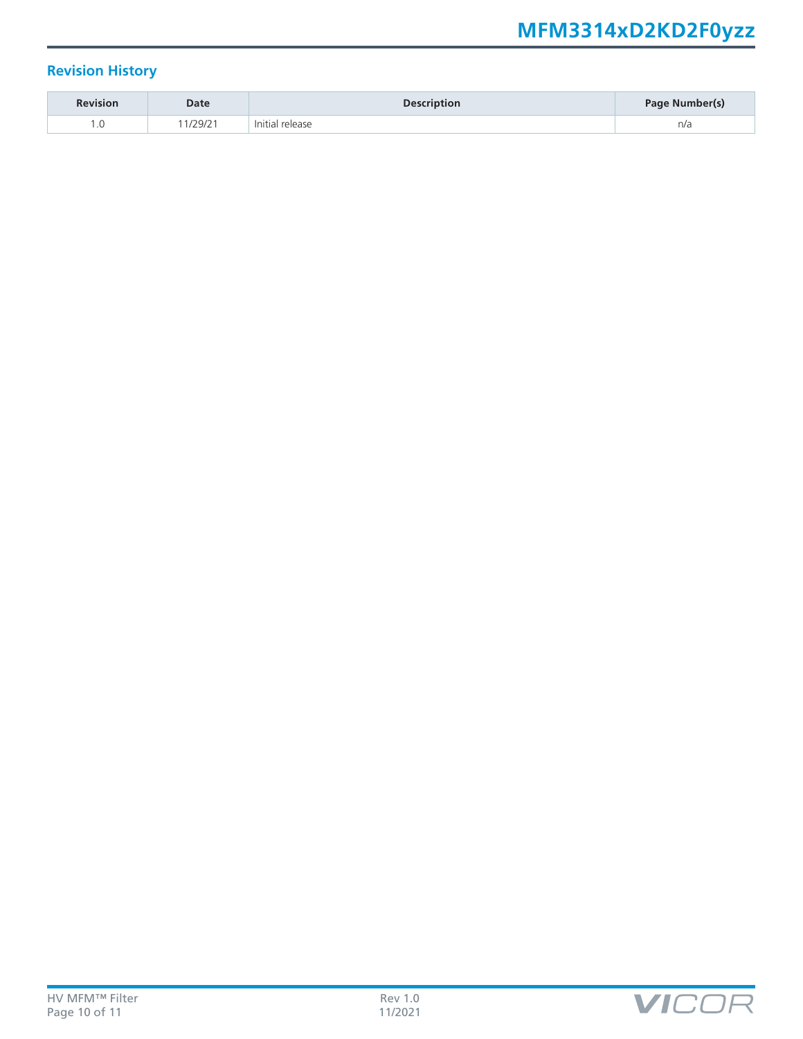## Revision History

| Revision | Date | Description | Page Number(s) |
|---|---|---|---|
| 1.0 | 11/29/21 | Initial release | n/a |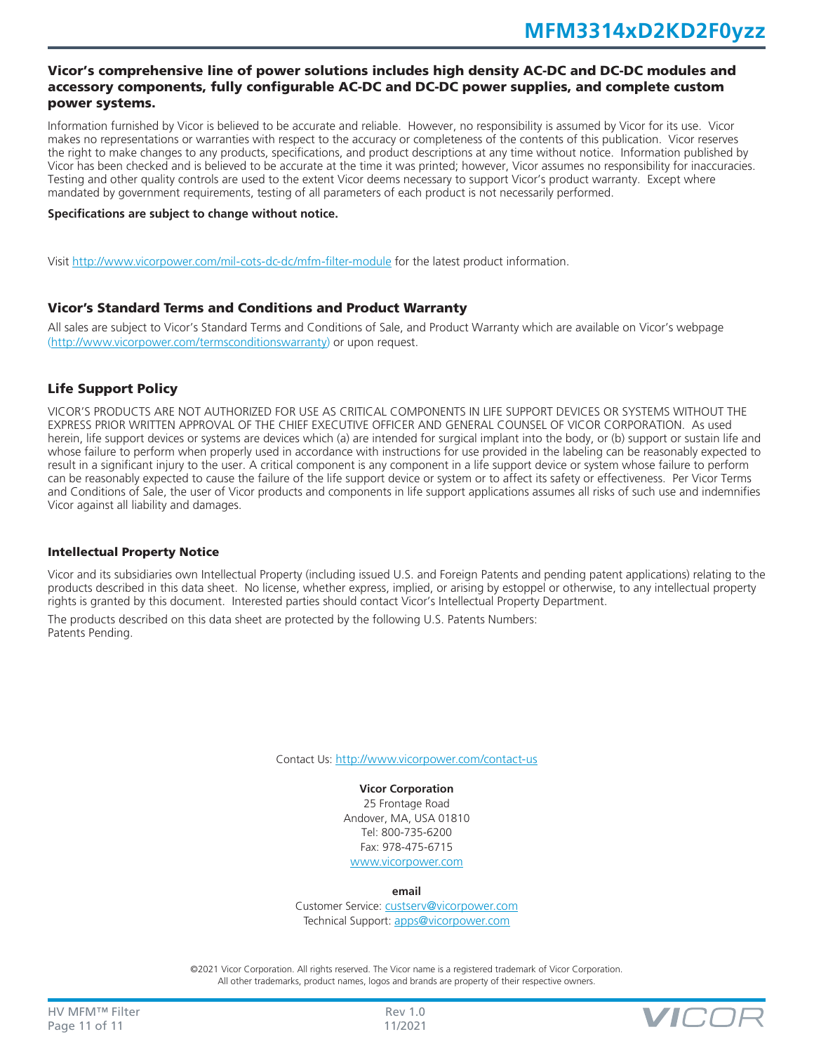**Vicor's comprehensive line of power solutions includes high density AC-DC and DC-DC modules and accessory components, fully configurable AC-DC and DC-DC power supplies, and complete custom power systems.**

Information furnished by Vicor is believed to be accurate and reliable. However, no responsibility is assumed by Vicor for its use. Vicor makes no representations or warranties with respect to the accuracy or completeness of the contents of this publication. Vicor reserves the right to make changes to any products, specifications, and product descriptions at any time without notice. Information published by Vicor has been checked and is believed to be accurate at the time it was printed; however, Vicor assumes no responsibility for inaccuracies. Testing and other quality controls are used to the extent Vicor deems necessary to support Vicor's product warranty. Except where mandated by government requirements, testing of all parameters of each product is not necessarily performed.

**Specifications are subject to change without notice.**

Visit http://www.vicorpower.com/mil-cots-dc-dc/mfm-filter-module for the latest product information.

## Vicor's Standard Terms and Conditions and Product Warranty

All sales are subject to Vicor's Standard Terms and Conditions of Sale, and Product Warranty which are available on Vicor's webpage (http://www.vicorpower.com/termsconditionswarranty) or upon request.

## Life Support Policy

VICOR'S PRODUCTS ARE NOT AUTHORIZED FOR USE AS CRITICAL COMPONENTS IN LIFE SUPPORT DEVICES OR SYSTEMS WITHOUT THE EXPRESS PRIOR WRITTEN APPROVAL OF THE CHIEF EXECUTIVE OFFICER AND GENERAL COUNSEL OF VICOR CORPORATION. As used herein, life support devices or systems are devices which (a) are intended for surgical implant into the body, or (b) support or sustain life and whose failure to perform when properly used in accordance with instructions for use provided in the labeling can be reasonably expected to result in a significant injury to the user. A critical component is any component in a life support device or system whose failure to perform can be reasonably expected to cause the failure of the life support device or system or to affect its safety or effectiveness. Per Vicor Terms and Conditions of Sale, the user of Vicor products and components in life support applications assumes all risks of such use and indemnifies Vicor against all liability and damages.

### Intellectual Property Notice

Vicor and its subsidiaries own Intellectual Property (including issued U.S. and Foreign Patents and pending patent applications) relating to the products described in this data sheet. No license, whether express, implied, or arising by estoppel or otherwise, to any intellectual property rights is granted by this document. Interested parties should contact Vicor's Intellectual Property Department.

The products described on this data sheet are protected by the following U.S. Patents Numbers:
Patents Pending.

Contact Us: http://www.vicorpower.com/contact-us

**Vicor Corporation**
25 Frontage Road
Andover, MA, USA 01810
Tel: 800-735-6200
Fax: 978-475-6715
www.vicorpower.com

**email**
Customer Service: custserv@vicorpower.com
Technical Support: apps@vicorpower.com

©2021 Vicor Corporation. All rights reserved. The Vicor name is a registered trademark of Vicor Corporation.
All other trademarks, product names, logos and brands are property of their respective owners.